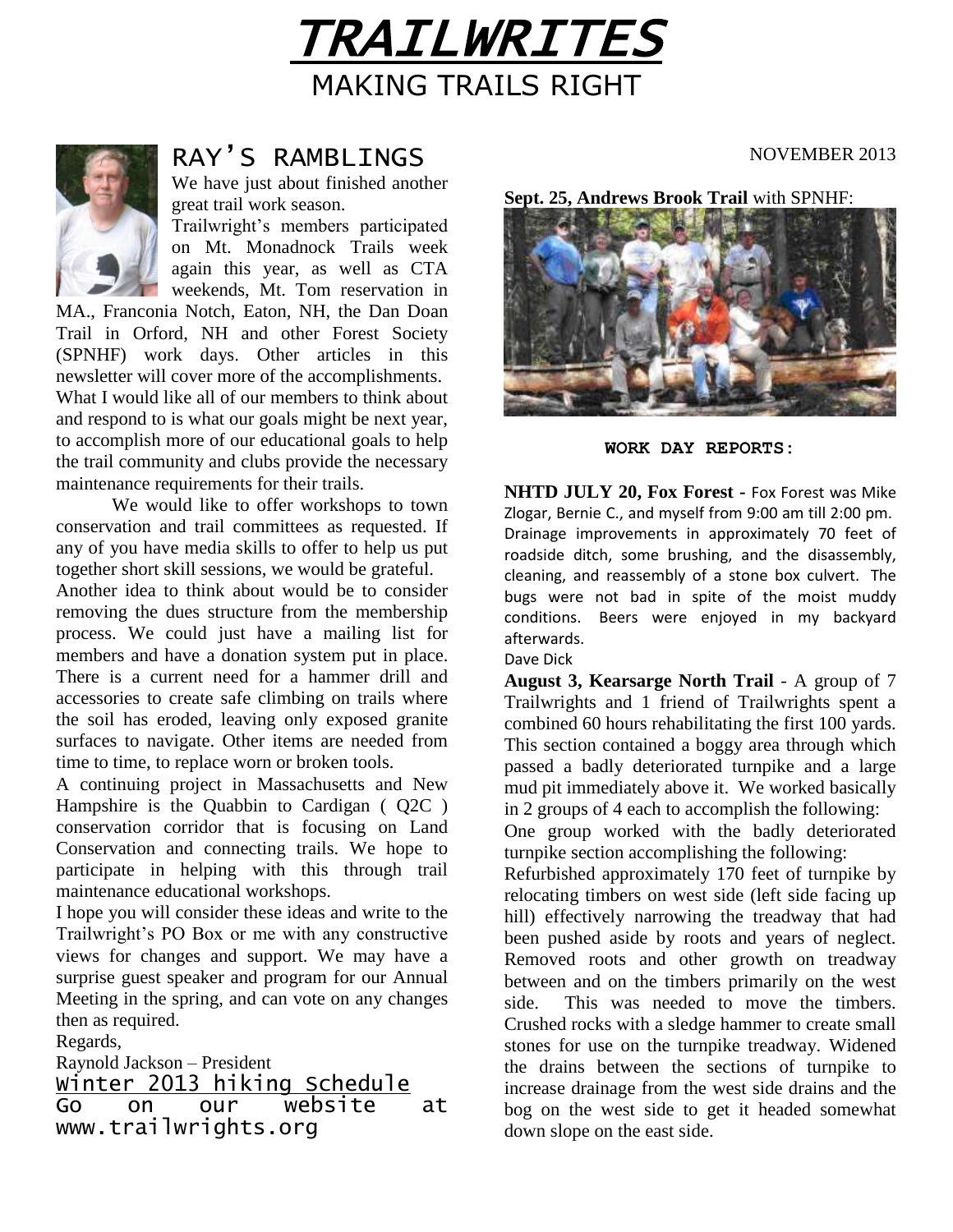# TRAILWRITES

## MAKING TRAILS RIGHT

NOVEMBER 2013

## RAY'S RAMBLINGS

We have just about finished another great trail work season.

Trailwright's members participated on Mt. Monadnock Trails week again this year, as well as CTA weekends, Mt. Tom reservation in MA., Franconia Notch, Eaton, NH, the Dan Doan Trail in Orford, NH and other Forest Society (SPNHF) work days. Other articles in this newsletter will cover more of the accomplishments.

What I would like all of our members to think about and respond to is what our goals might be next year, to accomplish more of our educational goals to help the trail community and clubs provide the necessary maintenance requirements for their trails.

We would like to offer workshops to town conservation and trail committees as requested. If any of you have media skills to offer to help us put together short skill sessions, we would be grateful.

Another idea to think about would be to consider removing the dues structure from the membership process. We could just have a mailing list for members and have a donation system put in place. There is a current need for a hammer drill and accessories to create safe climbing on trails where the soil has eroded, leaving only exposed granite surfaces to navigate. Other items are needed from time to time, to replace worn or broken tools.

A continuing project in Massachusetts and New Hampshire is the Quabbin to Cardigan ( Q2C ) conservation corridor that is focusing on Land Conservation and connecting trails. We hope to participate in helping with this through trail maintenance educational workshops.

I hope you will consider these ideas and write to the Trailwright's PO Box or me with any constructive views for changes and support. We may have a surprise guest speaker and program for our Annual Meeting in the spring, and can vote on any changes then as required.

Regards,

Raynold Jackson – President

## Winter 2013 hiking Schedule

Go on our website at www.trailwrights.org

**Sept. 25, Andrews Brook Trail** with SPNHF:

## WORK DAY REPORTS:

**NHTD JULY 20, Fox Forest -** Fox Forest was Mike Zlogar, Bernie C., and myself from 9:00 am till 2:00 pm. Drainage improvements in approximately 70 feet of roadside ditch, some brushing, and the disassembly, cleaning, and reassembly of a stone box culvert. The bugs were not bad in spite of the moist muddy conditions. Beers were enjoyed in my backyard afterwards.

Dave Dick

**August 3, Kearsarge North Trail** - A group of 7 Trailwrights and 1 friend of Trailwrights spent a combined 60 hours rehabilitating the first 100 yards. This section contained a boggy area through which passed a badly deteriorated turnpike and a large mud pit immediately above it. We worked basically in 2 groups of 4 each to accomplish the following:

One group worked with the badly deteriorated turnpike section accomplishing the following:

Refurbished approximately 170 feet of turnpike by relocating timbers on west side (left side facing up hill) effectively narrowing the treadway that had been pushed aside by roots and years of neglect. Removed roots and other growth on treadway between and on the timbers primarily on the west side. This was needed to move the timbers. Crushed rocks with a sledge hammer to create small stones for use on the turnpike treadway. Widened the drains between the sections of turnpike to increase drainage from the west side drains and the bog on the west side to get it headed somewhat down slope on the east side.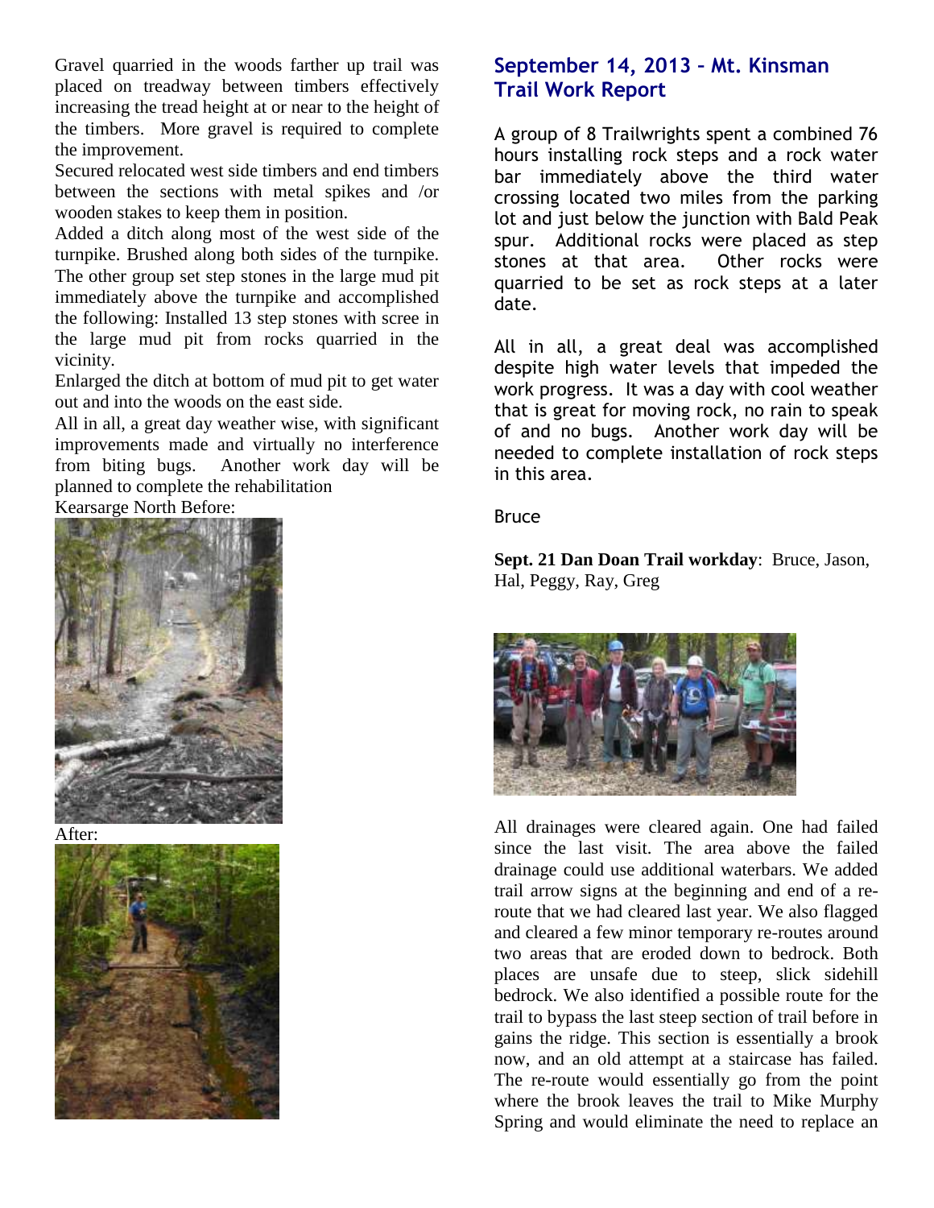Gravel quarried in the woods farther up trail was placed on treadway between timbers effectively increasing the tread height at or near to the height of the timbers. More gravel is required to complete the improvement.

Secured relocated west side timbers and end timbers between the sections with metal spikes and /or wooden stakes to keep them in position.

Added a ditch along most of the west side of the turnpike. Brushed along both sides of the turnpike. The other group set step stones in the large mud pit immediately above the turnpike and accomplished the following: Installed 13 step stones with scree in the large mud pit from rocks quarried in the vicinity.

Enlarged the ditch at bottom of mud pit to get water out and into the woods on the east side.

All in all, a great day weather wise, with significant improvements made and virtually no interference from biting bugs. Another work day will be planned to complete the rehabilitation

Kearsarge North Before:

After:

## September 14, 2013 – Mt. Kinsman Trail Work Report

A group of 8 Trailwrights spent a combined 76 hours installing rock steps and a rock water bar immediately above the third water crossing located two miles from the parking lot and just below the junction with Bald Peak spur. Additional rocks were placed as step stones at that area. Other rocks were quarried to be set as rock steps at a later date.

All in all, a great deal was accomplished despite high water levels that impeded the work progress. It was a day with cool weather that is great for moving rock, no rain to speak of and no bugs. Another work day will be needed to complete installation of rock steps in this area.

Bruce

**Sept. 21 Dan Doan Trail workday**: Bruce, Jason, Hal, Peggy, Ray, Greg

All drainages were cleared again. One had failed since the last visit. The area above the failed drainage could use additional waterbars. We added trail arrow signs at the beginning and end of a re-route that we had cleared last year. We also flagged and cleared a few minor temporary re-routes around two areas that are eroded down to bedrock. Both places are unsafe due to steep, slick sidehill bedrock. We also identified a possible route for the trail to bypass the last steep section of trail before in gains the ridge. This section is essentially a brook now, and an old attempt at a staircase has failed. The re-route would essentially go from the point where the brook leaves the trail to Mike Murphy Spring and would eliminate the need to replace an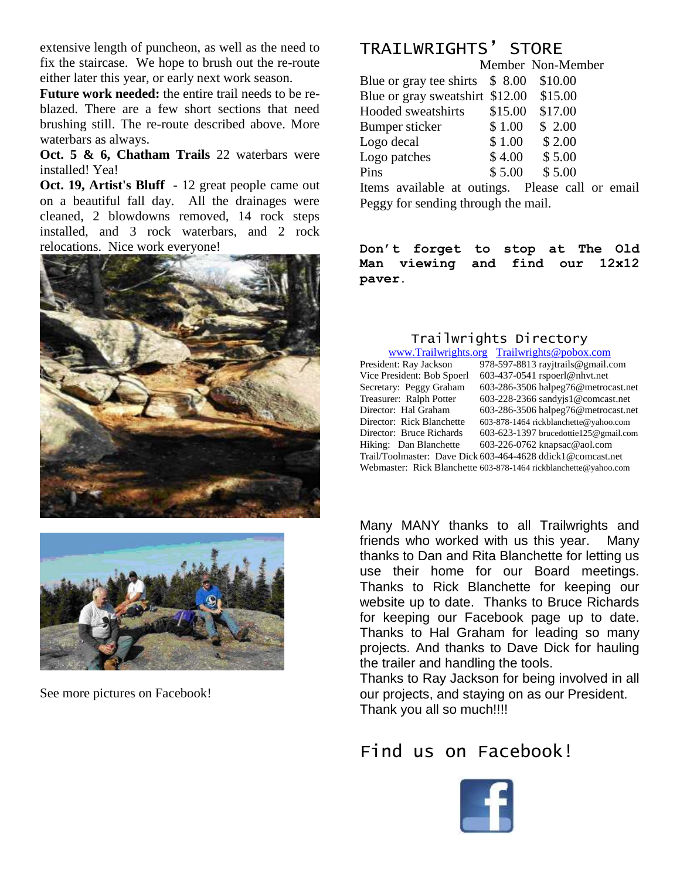extensive length of puncheon, as well as the need to fix the staircase. We hope to brush out the re-route either later this year, or early next work season.

**Future work needed:** the entire trail needs to be re-blazed. There are a few short sections that need brushing still. The re-route described above. More waterbars as always.

**Oct. 5 & 6, Chatham Trails** 22 waterbars were installed! Yea!

**Oct. 19, Artist's Bluff** - 12 great people came out on a beautiful fall day. All the drainages were cleaned, 2 blowdowns removed, 14 rock steps installed, and 3 rock waterbars, and 2 rock relocations. Nice work everyone!

See more pictures on Facebook!

## TRAILWRIGHTS' STORE

| | Member | Non-Member |
|---|---|---|
| Blue or gray tee shirts | $ 8.00 | $10.00 |
| Blue or gray sweatshirt | $12.00 | $15.00 |
| Hooded sweatshirts | $15.00 | $17.00 |
| Bumper sticker | $ 1.00 | $ 2.00 |
| Logo decal | $ 1.00 | $ 2.00 |
| Logo patches | $ 4.00 | $ 5.00 |
| Pins | $ 5.00 | $ 5.00 |

Items available at outings. Please call or email Peggy for sending through the mail.

**Don't forget to stop at The Old Man viewing and find our 12x12 paver.**

### Trailwrights Directory

www.Trailwrights.org Trailwrights@pobox.com

| | |
|---|---|
| President: Ray Jackson | 978-597-8813 rayjtrails@gmail.com |
| Vice President: Bob Spoerl | 603-437-0541 rspoerl@nhvt.net |
| Secretary: Peggy Graham | 603-286-3506 halpeg76@metrocast.net |
| Treasurer: Ralph Potter | 603-228-2366 sandyjs1@comcast.net |
| Director: Hal Graham | 603-286-3506 halpeg76@metrocast.net |
| Director: Rick Blanchette | 603-878-1464 rickblanchette@yahoo.com |
| Director: Bruce Richards | 603-623-1397 brucedottie125@gmail.com |
| Hiking: Dan Blanchette | 603-226-0762 knapsac@aol.com |
| Trail/Toolmaster: Dave Dick | 603-464-4628 ddick1@comcast.net |
| Webmaster: Rick Blanchette | 603-878-1464 rickblanchette@yahoo.com |

Many MANY thanks to all Trailwrights and friends who worked with us this year. Many thanks to Dan and Rita Blanchette for letting us use their home for our Board meetings. Thanks to Rick Blanchette for keeping our website up to date. Thanks to Bruce Richards for keeping our Facebook page up to date. Thanks to Hal Graham for leading so many projects. And thanks to Dave Dick for hauling the trailer and handling the tools.

Thanks to Ray Jackson for being involved in all our projects, and staying on as our President.

Thank you all so much!!!!

## Find us on Facebook!